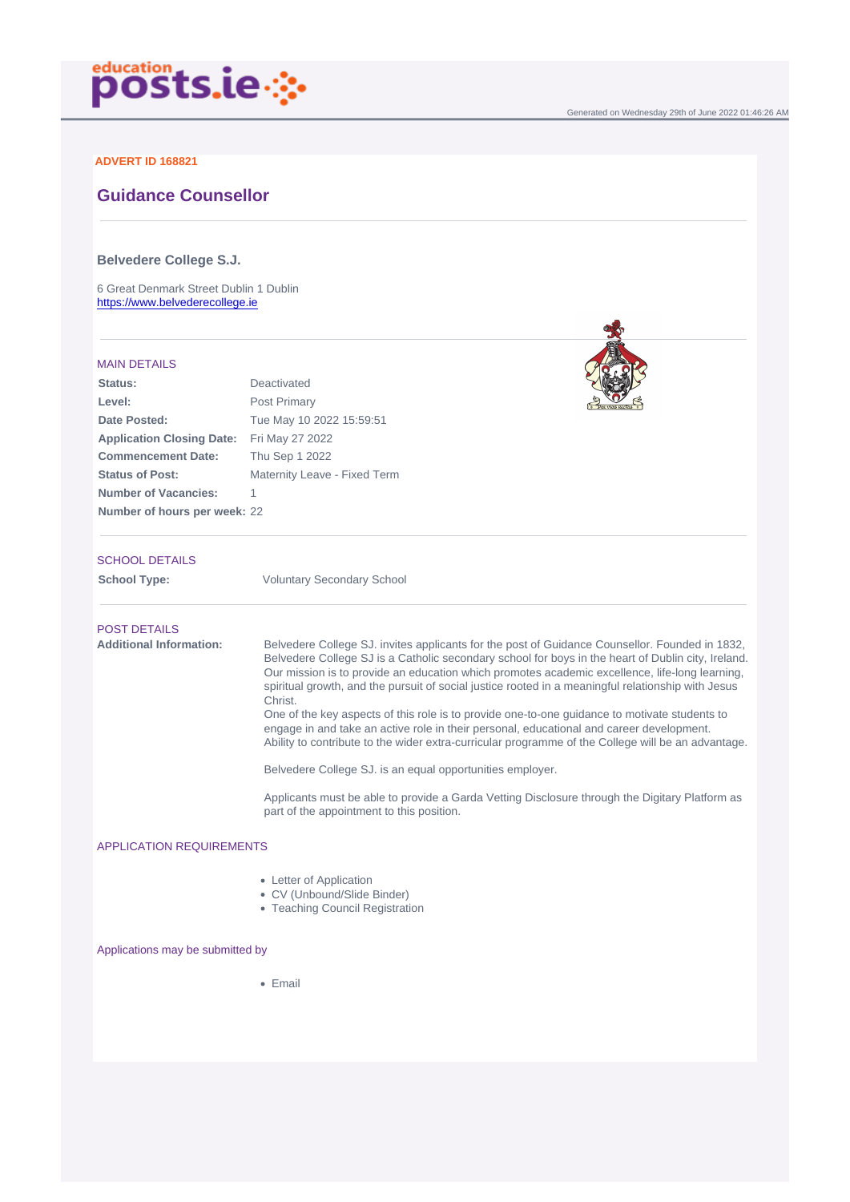Generated on Wednesday 29th of June 2022 01:46:26 AM

**ADVERT ID 168821**

# Guidance Counsellor

## Belvedere College S.J.

6 Great Denmark Street Dublin 1 Dublin
https://www.belvederecollege.ie

### MAIN DETAILS

| | |
|---|---|
| **Status:** | Deactivated |
| **Level:** | Post Primary |
| **Date Posted:** | Tue May 10 2022 15:59:51 |
| **Application Closing Date:** | Fri May 27 2022 |
| **Commencement Date:** | Thu Sep 1 2022 |
| **Status of Post:** | Maternity Leave - Fixed Term |
| **Number of Vacancies:** | 1 |
| **Number of hours per week:** | 22 |

### SCHOOL DETAILS

| | |
|---|---|
| **School Type:** | Voluntary Secondary School |

### POST DETAILS

**Additional Information:**

Belvedere College SJ. invites applicants for the post of Guidance Counsellor. Founded in 1832, Belvedere College SJ is a Catholic secondary school for boys in the heart of Dublin city, Ireland. Our mission is to provide an education which promotes academic excellence, life-long learning, spiritual growth, and the pursuit of social justice rooted in a meaningful relationship with Jesus Christ.
One of the key aspects of this role is to provide one-to-one guidance to motivate students to engage in and take an active role in their personal, educational and career development.
Ability to contribute to the wider extra-curricular programme of the College will be an advantage.

Belvedere College SJ. is an equal opportunities employer.

Applicants must be able to provide a Garda Vetting Disclosure through the Digitary Platform as part of the appointment to this position.

### APPLICATION REQUIREMENTS

- Letter of Application
- CV (Unbound/Slide Binder)
- Teaching Council Registration

### Applications may be submitted by

- Email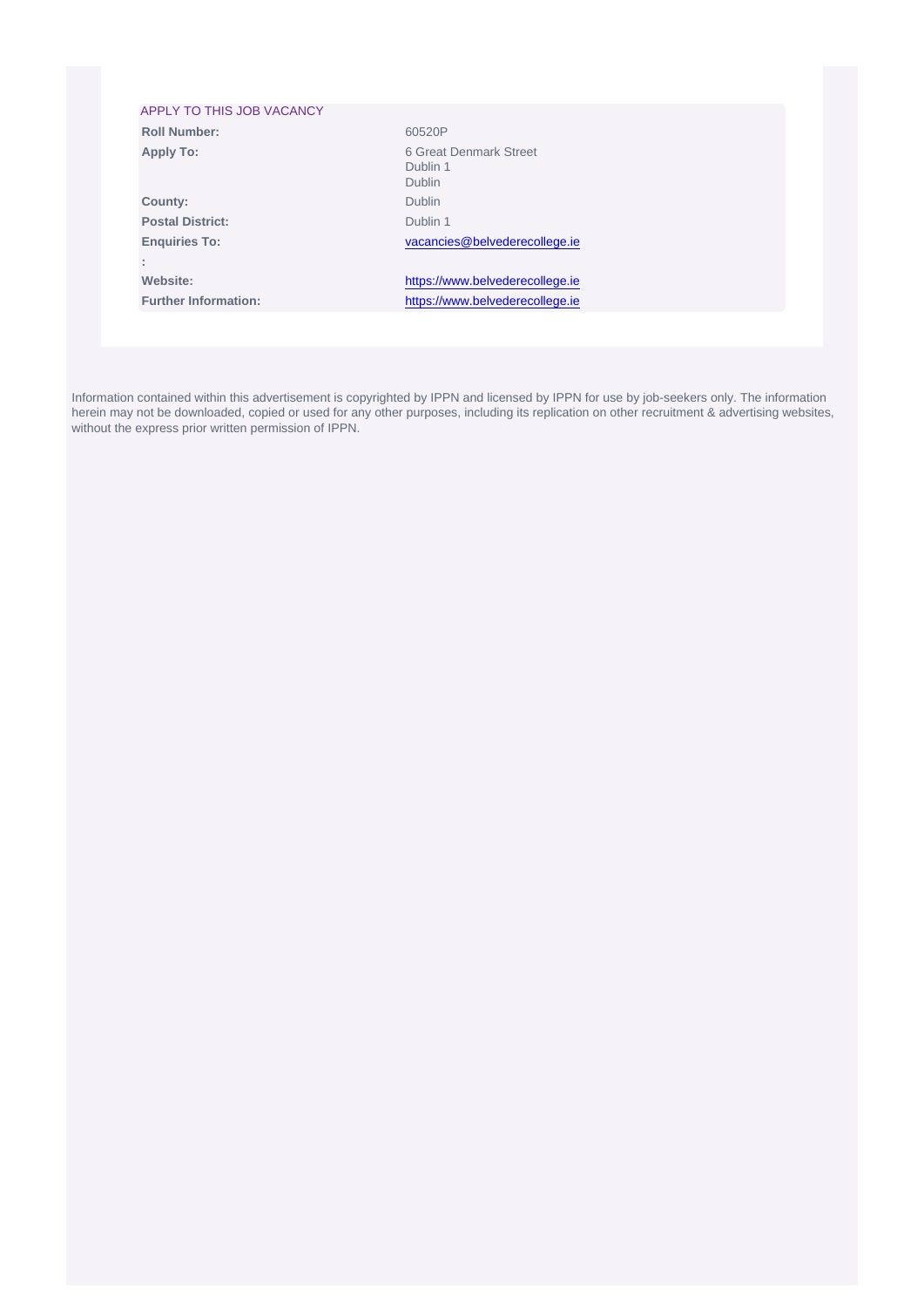APPLY TO THIS JOB VACANCY

| | |
|---|---|
| **Roll Number:** | 60520P |
| **Apply To:** | 6 Great Denmark Street<br>Dublin 1<br>Dublin |
| **County:** | Dublin |
| **Postal District:** | Dublin 1 |
| **Enquiries To:** | vacancies@belvederecollege.ie |
| **:** | |
| **Website:** | https://www.belvederecollege.ie |
| **Further Information:** | https://www.belvederecollege.ie |

Information contained within this advertisement is copyrighted by IPPN and licensed by IPPN for use by job-seekers only. The information herein may not be downloaded, copied or used for any other purposes, including its replication on other recruitment & advertising websites, without the express prior written permission of IPPN.